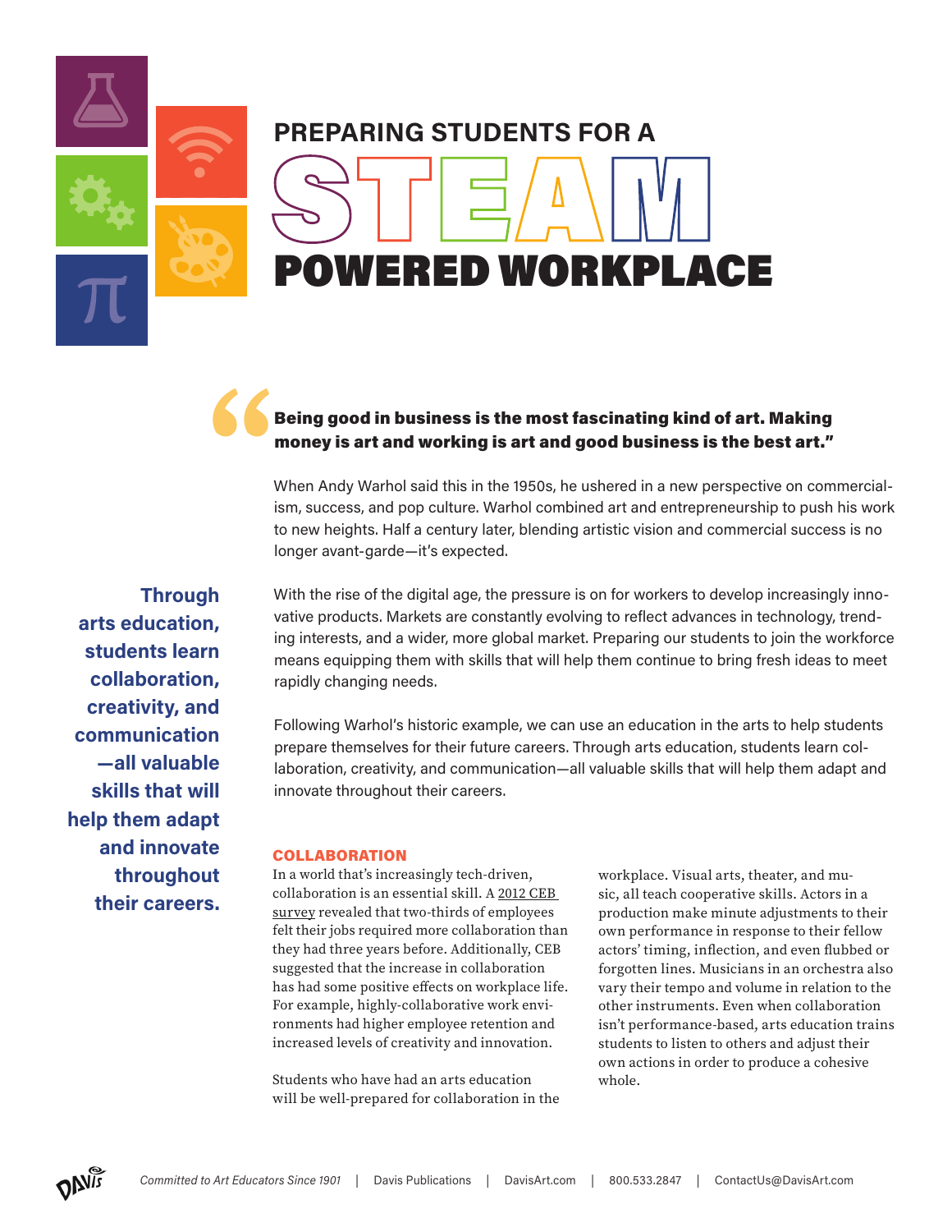# PREPARING STUDENTS FOR A STEAM POWERED WORKPLACE

> **"Being good in business is the most fascinating kind of art. Making money is art and working is art and good business is the best art."**

When Andy Warhol said this in the 1950s, he ushered in a new perspective on commercialism, success, and pop culture. Warhol combined art and entrepreneurship to push his work to new heights. Half a century later, blending artistic vision and commercial success is no longer avant-garde—it's expected.

**Through arts education, students learn collaboration, creativity, and communication—all valuable skills that will help them adapt and innovate throughout their careers.**

With the rise of the digital age, the pressure is on for workers to develop increasingly innovative products. Markets are constantly evolving to reflect advances in technology, trending interests, and a wider, more global market. Preparing our students to join the workforce means equipping them with skills that will help them continue to bring fresh ideas to meet rapidly changing needs.

Following Warhol's historic example, we can use an education in the arts to help students prepare themselves for their future careers. Through arts education, students learn collaboration, creativity, and communication—all valuable skills that will help them adapt and innovate throughout their careers.

## COLLABORATION

In a world that's increasingly tech-driven, collaboration is an essential skill. A 2012 CEB survey revealed that two-thirds of employees felt their jobs required more collaboration than they had three years before. Additionally, CEB suggested that the increase in collaboration has had some positive effects on workplace life. For example, highly-collaborative work environments had higher employee retention and increased levels of creativity and innovation.

Students who have had an arts education will be well-prepared for collaboration in the workplace. Visual arts, theater, and music, all teach cooperative skills. Actors in a production make minute adjustments to their own performance in response to their fellow actors' timing, inflection, and even flubbed or forgotten lines. Musicians in an orchestra also vary their tempo and volume in relation to the other instruments. Even when collaboration isn't performance-based, arts education trains students to listen to others and adjust their own actions in order to produce a cohesive whole.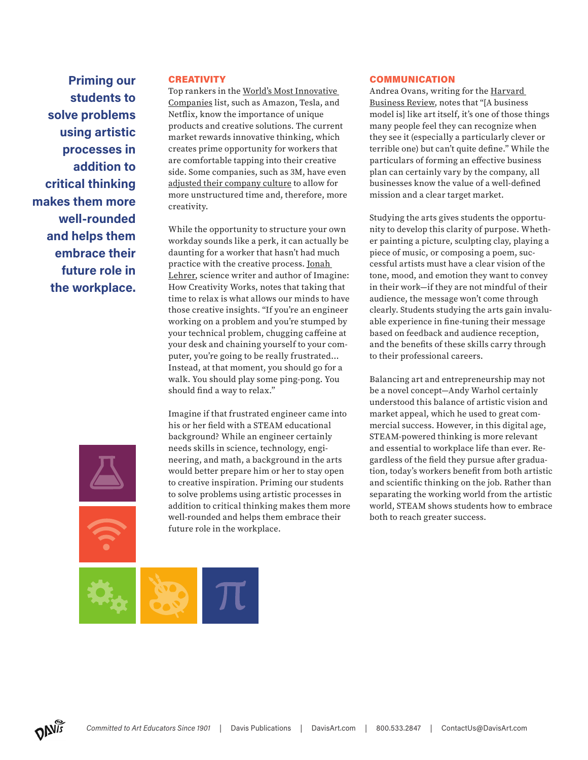**Priming our students to solve problems using artistic processes in addition to critical thinking makes them more well-rounded and helps them embrace their future role in the workplace.**

## CREATIVITY

Top rankers in the World's Most Innovative Companies list, such as Amazon, Tesla, and Netflix, know the importance of unique products and creative solutions. The current market rewards innovative thinking, which creates prime opportunity for workers that are comfortable tapping into their creative side. Some companies, such as 3M, have even adjusted their company culture to allow for more unstructured time and, therefore, more creativity.

While the opportunity to structure your own workday sounds like a perk, it can actually be daunting for a worker that hasn't had much practice with the creative process. Jonah Lehrer, science writer and author of Imagine: How Creativity Works, notes that taking that time to relax is what allows our minds to have those creative insights. "If you're an engineer working on a problem and you're stumped by your technical problem, chugging caffeine at your desk and chaining yourself to your computer, you're going to be really frustrated… Instead, at that moment, you should go for a walk. You should play some ping-pong. You should find a way to relax."

Imagine if that frustrated engineer came into his or her field with a STEAM educational background? While an engineer certainly needs skills in science, technology, engineering, and math, a background in the arts would better prepare him or her to stay open to creative inspiration. Priming our students to solve problems using artistic processes in addition to critical thinking makes them more well-rounded and helps them embrace their future role in the workplace.

## COMMUNICATION

Andrea Ovans, writing for the Harvard Business Review, notes that "[A business model is] like art itself, it's one of those things many people feel they can recognize when they see it (especially a particularly clever or terrible one) but can't quite define." While the particulars of forming an effective business plan can certainly vary by the company, all businesses know the value of a well-defined mission and a clear target market.

Studying the arts gives students the opportunity to develop this clarity of purpose. Whether painting a picture, sculpting clay, playing a piece of music, or composing a poem, successful artists must have a clear vision of the tone, mood, and emotion they want to convey in their work—if they are not mindful of their audience, the message won't come through clearly. Students studying the arts gain invaluable experience in fine-tuning their message based on feedback and audience reception, and the benefits of these skills carry through to their professional careers.

Balancing art and entrepreneurship may not be a novel concept—Andy Warhol certainly understood this balance of artistic vision and market appeal, which he used to great commercial success. However, in this digital age, STEAM-powered thinking is more relevant and essential to workplace life than ever. Regardless of the field they pursue after graduation, today's workers benefit from both artistic and scientific thinking on the job. Rather than separating the working world from the artistic world, STEAM shows students how to embrace both to reach greater success.